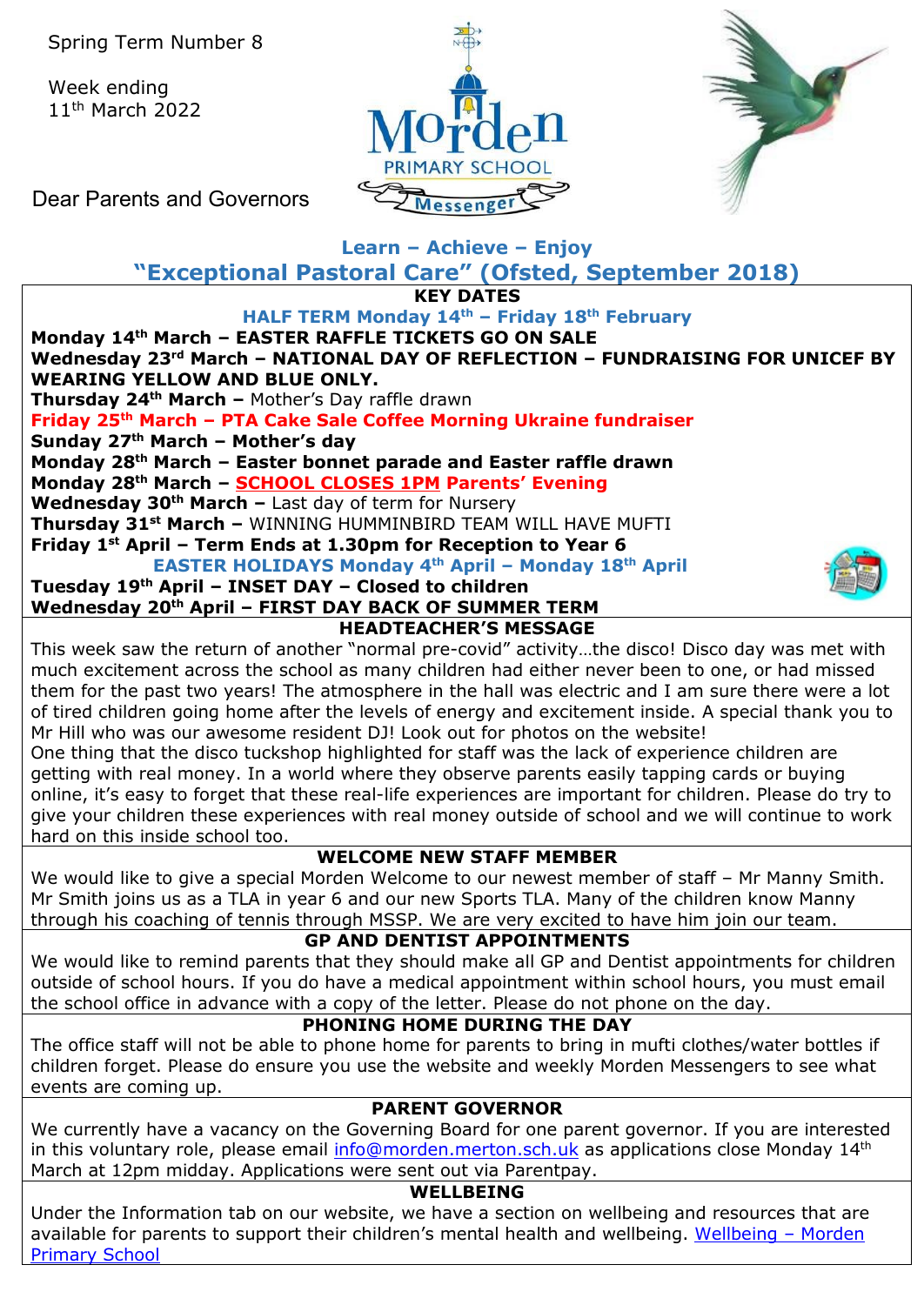Spring Term Number 8

Week ending 11th March 2022

Morden Primary School Messenger

Dear Parents and Governors

**Learn – Achieve – Enjoy**

## "Exceptional Pastoral Care" (Ofsted, September 2018)

### KEY DATES

**HALF TERM Monday 14th – Friday 18th February**

**Monday 14th March – EASTER RAFFLE TICKETS GO ON SALE**

**Wednesday 23rd March – NATIONAL DAY OF REFLECTION – FUNDRAISING FOR UNICEF BY WEARING YELLOW AND BLUE ONLY.**

**Thursday 24th March –** Mother's Day raffle drawn

**Friday 25th March – PTA Cake Sale Coffee Morning Ukraine fundraiser**

**Sunday 27th March – Mother's day**

**Monday 28th March – Easter bonnet parade and Easter raffle drawn**

**Monday 28th March – SCHOOL CLOSES 1PM Parents' Evening**

**Wednesday 30th March –** Last day of term for Nursery

**Thursday 31st March –** WINNING HUMMINBIRD TEAM WILL HAVE MUFTI

**Friday 1st April – Term Ends at 1.30pm for Reception to Year 6**

**EASTER HOLIDAYS Monday 4th April – Monday 18th April**

**Tuesday 19th April – INSET DAY – Closed to children**

**Wednesday 20th April – FIRST DAY BACK OF SUMMER TERM**

### HEADTEACHER'S MESSAGE

This week saw the return of another "normal pre-covid" activity…the disco! Disco day was met with much excitement across the school as many children had either never been to one, or had missed them for the past two years! The atmosphere in the hall was electric and I am sure there were a lot of tired children going home after the levels of energy and excitement inside. A special thank you to Mr Hill who was our awesome resident DJ! Look out for photos on the website!

One thing that the disco tuckshop highlighted for staff was the lack of experience children are getting with real money. In a world where they observe parents easily tapping cards or buying online, it's easy to forget that these real-life experiences are important for children. Please do try to give your children these experiences with real money outside of school and we will continue to work hard on this inside school too.

### WELCOME NEW STAFF MEMBER

We would like to give a special Morden Welcome to our newest member of staff – Mr Manny Smith. Mr Smith joins us as a TLA in year 6 and our new Sports TLA. Many of the children know Manny through his coaching of tennis through MSSP. We are very excited to have him join our team.

### GP AND DENTIST APPOINTMENTS

We would like to remind parents that they should make all GP and Dentist appointments for children outside of school hours. If you do have a medical appointment within school hours, you must email the school office in advance with a copy of the letter. Please do not phone on the day.

### PHONING HOME DURING THE DAY

The office staff will not be able to phone home for parents to bring in mufti clothes/water bottles if children forget. Please do ensure you use the website and weekly Morden Messengers to see what events are coming up.

### PARENT GOVERNOR

We currently have a vacancy on the Governing Board for one parent governor. If you are interested in this voluntary role, please email info@morden.merton.sch.uk as applications close Monday 14th March at 12pm midday. Applications were sent out via Parentpay.

### WELLBEING

Under the Information tab on our website, we have a section on wellbeing and resources that are available for parents to support their children's mental health and wellbeing. Wellbeing – Morden Primary School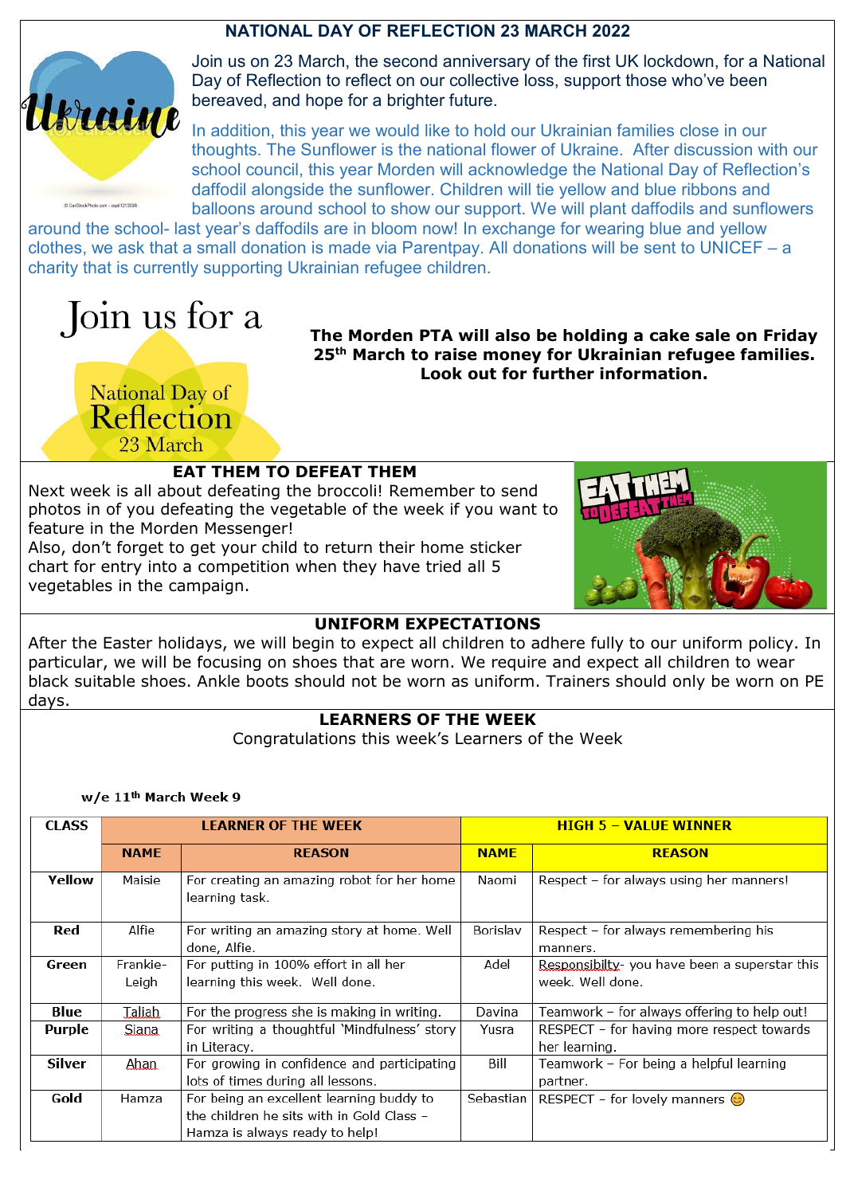## NATIONAL DAY OF REFLECTION 23 MARCH 2022

Join us on 23 March, the second anniversary of the first UK lockdown, for a National Day of Reflection to reflect on our collective loss, support those who've been bereaved, and hope for a brighter future.

In addition, this year we would like to hold our Ukrainian families close in our thoughts. The Sunflower is the national flower of Ukraine. After discussion with our school council, this year Morden will acknowledge the National Day of Reflection's daffodil alongside the sunflower. Children will tie yellow and blue ribbons and balloons around school to show our support. We will plant daffodils and sunflowers around the school- last year's daffodils are in bloom now! In exchange for wearing blue and yellow clothes, we ask that a small donation is made via Parentpay. All donations will be sent to UNICEF – a charity that is currently supporting Ukrainian refugee children.

Join us for a National Day of Reflection 23 March

**The Morden PTA will also be holding a cake sale on Friday 25th March to raise money for Ukrainian refugee families. Look out for further information.**

## EAT THEM TO DEFEAT THEM

Next week is all about defeating the broccoli! Remember to send photos in of you defeating the vegetable of the week if you want to feature in the Morden Messenger!
Also, don't forget to get your child to return their home sticker chart for entry into a competition when they have tried all 5 vegetables in the campaign.

## UNIFORM EXPECTATIONS

After the Easter holidays, we will begin to expect all children to adhere fully to our uniform policy. In particular, we will be focusing on shoes that are worn. We require and expect all children to wear black suitable shoes. Ankle boots should not be worn as uniform. Trainers should only be worn on PE days.

## LEARNERS OF THE WEEK

Congratulations this week's Learners of the Week

**w/e 11th March Week 9**

| CLASS | LEARNER OF THE WEEK | | HIGH 5 – VALUE WINNER | |
|---|---|---|---|---|
| | NAME | REASON | NAME | REASON |
| Yellow | Maisie | For creating an amazing robot for her home learning task. | Naomi | Respect – for always using her manners! |
| Red | Alfie | For writing an amazing story at home. Well done, Alfie. | Borislav | Respect – for always remembering his manners. |
| Green | Frankie-Leigh | For putting in 100% effort in all her learning this week. Well done. | Adel | Responsibilty- you have been a superstar this week. Well done. |
| Blue | Taliah | For the progress she is making in writing. | Davina | Teamwork – for always offering to help out! |
| Purple | Siana | For writing a thoughtful 'Mindfulness' story in Literacy. | Yusra | RESPECT – for having more respect towards her learning. |
| Silver | Ahan | For growing in confidence and participating lots of times during all lessons. | Bill | Teamwork – For being a helpful learning partner. |
| Gold | Hamza | For being an excellent learning buddy to the children he sits with in Gold Class – Hamza is always ready to help! | Sebastian | RESPECT – for lovely manners 😊 |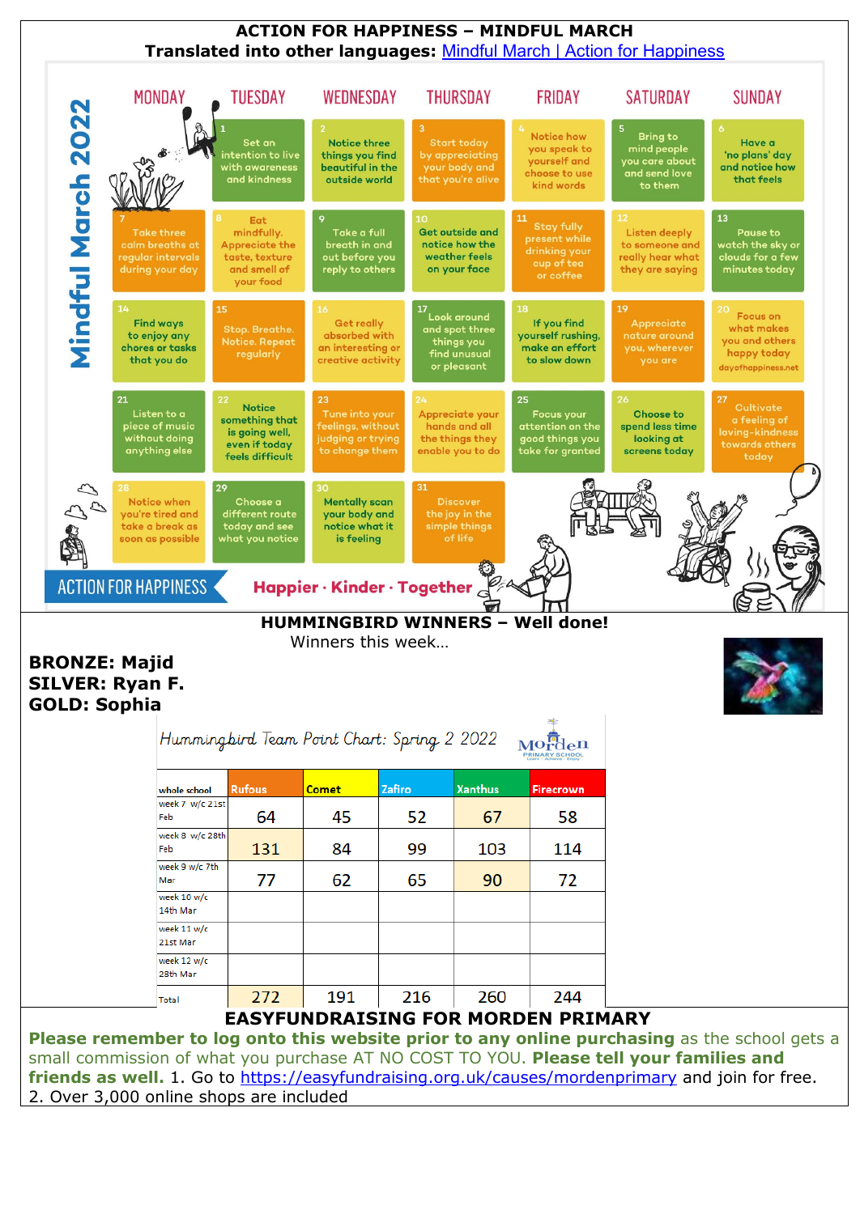# ACTION FOR HAPPINESS – MINDFUL MARCH

**Translated into other languages:** [Mindful March | Action for Happiness]

## Mindful March 2022

| MONDAY | TUESDAY | WEDNESDAY | THURSDAY | FRIDAY | SATURDAY | SUNDAY |
|---|---|---|---|---|---|---|
| | 1 Set an intention to live with awareness and kindness | 2 Notice three things you find beautiful in the outside world | 3 Start today by appreciating your body and that you're alive | 4 Notice how you speak to yourself and choose to use kind words | 5 Bring to mind people you care about and send love to them | 6 Have a 'no plans' day and notice how that feels |
| 7 Take three calm breaths at regular intervals during your day | 8 Eat mindfully. Appreciate the taste, texture and smell of your food | 9 Take a full breath in and out before you reply to others | 10 Get outside and notice how the weather feels on your face | 11 Stay fully present while drinking your cup of tea or coffee | 12 Listen deeply to someone and really hear what they are saying | 13 Pause to watch the sky or clouds for a few minutes today |
| 14 Find ways to enjoy any chores or tasks that you do | 15 Stop. Breathe. Notice. Repeat regularly | 16 Get really absorbed with an interesting or creative activity | 17 Look around and spot three things you find unusual or pleasant | 18 If you find yourself rushing, make an effort to slow down | 19 Appreciate nature around you, wherever you are | 20 Focus on what makes you and others happy today dayofhappiness.net |
| 21 Listen to a piece of music without doing anything else | 22 Notice something that is going well, even if today feels difficult | 23 Tune into your feelings, without judging or trying to change them | 24 Appreciate your hands and all the things they enable you to do | 25 Focus your attention on the good things you take for granted | 26 Choose to spend less time looking at screens today | 27 Cultivate a feeling of loving-kindness towards others today |
| 28 Notice when you're tired and take a break as soon as possible | 29 Choose a different route today and see what you notice | 30 Mentally scan your body and notice what it is feeling | 31 Discover the joy in the simple things of life | | | |

ACTION FOR HAPPINESS — **Happier · Kinder · Together**

## HUMMINGBIRD WINNERS – Well done!

Winners this week…

**BRONZE: Majid**
**SILVER: Ryan F.**
**GOLD: Sophia**

*Hummingbird Team Point Chart: Spring 2 2022*

Morden Primary School

| whole school | Rufous | Comet | Zafiro | Xanthus | Firecrown |
|---|---|---|---|---|---|
| week 7 w/c 21st Feb | 64 | 45 | 52 | 67 | 58 |
| week 8 w/c 28th Feb | 131 | 84 | 99 | 103 | 114 |
| week 9 w/c 7th Mar | 77 | 62 | 65 | 90 | 72 |
| week 10 w/c 14th Mar | | | | | |
| week 11 w/c 21st Mar | | | | | |
| week 12 w/c 28th Mar | | | | | |
| Total | 272 | 191 | 216 | 260 | 244 |

## EASYFUNDRAISING FOR MORDEN PRIMARY

**Please remember to log onto this website prior to any online purchasing** as the school gets a small commission of what you purchase AT NO COST TO YOU. **Please tell your families and friends as well.** 1. Go to https://easyfundraising.org.uk/causes/mordenprimary and join for free.
2. Over 3,000 online shops are included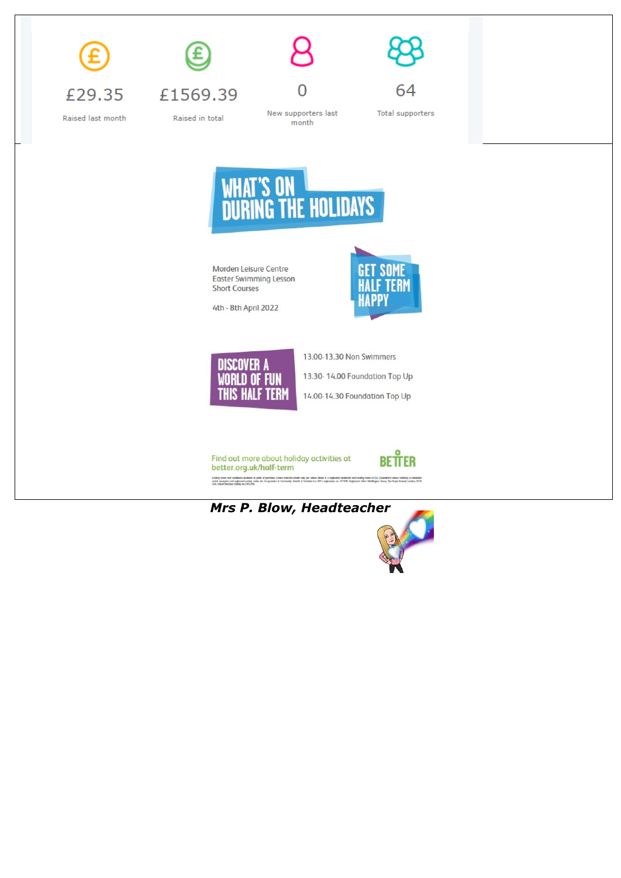| £29.35 | £1569.39 | 0 | 64 |
|---|---|---|---|
| Raised last month | Raised in total | New supporters last month | Total supporters |

# WHAT'S ON DURING THE HOLIDAYS

Morden Leisure Centre
Easter Swimming Lesson
Short Courses

4th - 8th April 2022

GET SOME HALF TERM HAPPY

DISCOVER A WORLD OF FUN THIS HALF TERM

13.00-13.30 Non Swimmers

13.30- 14.00 Foundation Top Up

14.00-14.30 Foundation Top Up

Find out more about holiday activities at better.org.uk/half-term

BETTER

***Mrs P. Blow, Headteacher***